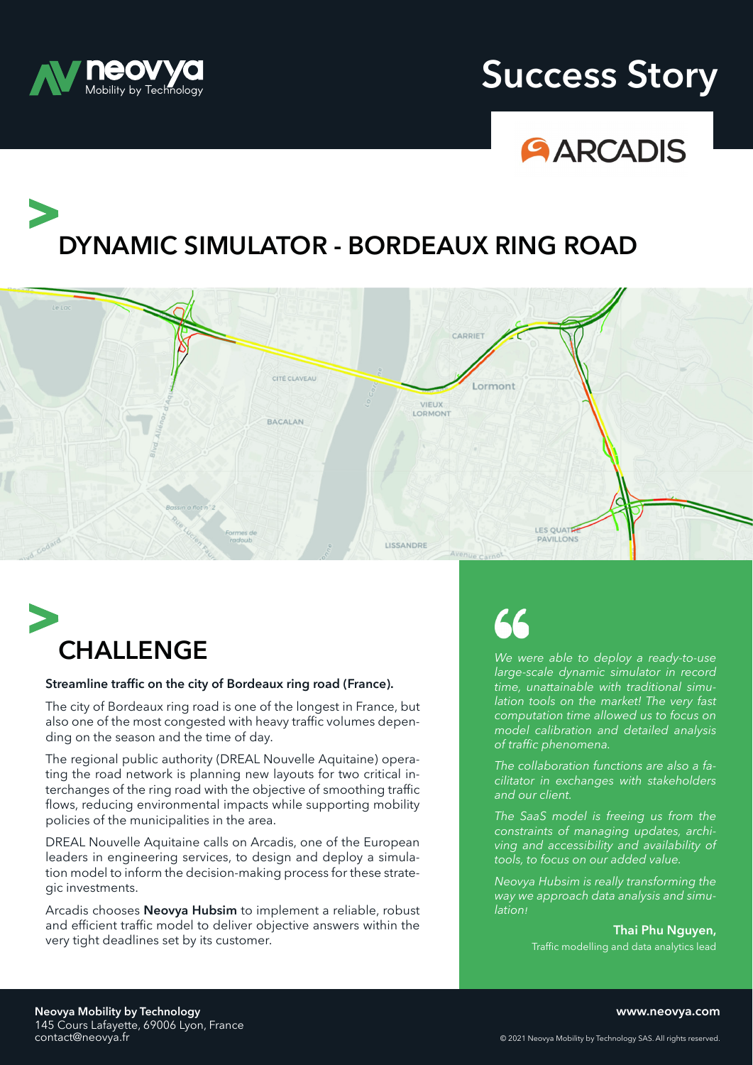neovya
Mobility by Technology

# Success Story

ARCADIS

## DYNAMIC SIMULATOR - BORDEAUX RING ROAD

## CHALLENGE

**Streamline traffic on the city of Bordeaux ring road (France).**

The city of Bordeaux ring road is one of the longest in France, but also one of the most congested with heavy traffic volumes depending on the season and the time of day.

The regional public authority (DREAL Nouvelle Aquitaine) operating the road network is planning new layouts for two critical interchanges of the ring road with the objective of smoothing traffic flows, reducing environmental impacts while supporting mobility policies of the municipalities in the area.

DREAL Nouvelle Aquitaine calls on Arcadis, one of the European leaders in engineering services, to design and deploy a simulation model to inform the decision-making process for these strategic investments.

Arcadis chooses **Neovya Hubsim** to implement a reliable, robust and efficient traffic model to deliver objective answers within the very tight deadlines set by its customer.

*We were able to deploy a ready-to-use large-scale dynamic simulator in record time, unattainable with traditional simulation tools on the market! The very fast computation time allowed us to focus on model calibration and detailed analysis of traffic phenomena.*

*The collaboration functions are also a facilitator in exchanges with stakeholders and our client.*

*The SaaS model is freeing us from the constraints of managing updates, archiving and accessibility and availability of tools, to focus on our added value.*

*Neovya Hubsim is really transforming the way we approach data analysis and simulation!*

**Thai Phu Nguyen,**
Traffic modelling and data analytics lead

**Neovya Mobility by Technology**
145 Cours Lafayette, 69006 Lyon, France
contact@neovya.fr

**www.neovya.com**

© 2021 Neovya Mobility by Technology SAS. All rights reserved.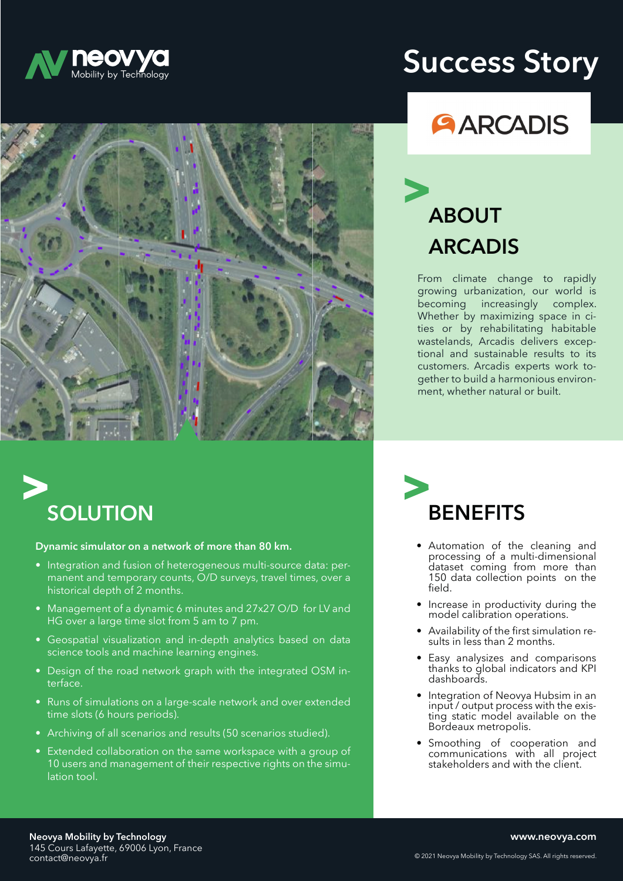# Success Story

ARCADIS

## ABOUT ARCADIS

From climate change to rapidly growing urbanization, our world is becoming increasingly complex. Whether by maximizing space in cities or by rehabilitating habitable wastelands, Arcadis delivers exceptional and sustainable results to its customers. Arcadis experts work together to build a harmonious environment, whether natural or built.

## SOLUTION

**Dynamic simulator on a network of more than 80 km.**

- Integration and fusion of heterogeneous multi-source data: permanent and temporary counts, O/D surveys, travel times, over a historical depth of 2 months.
- Management of a dynamic 6 minutes and 27x27 O/D for LV and HG over a large time slot from 5 am to 7 pm.
- Geospatial visualization and in-depth analytics based on data science tools and machine learning engines.
- Design of the road network graph with the integrated OSM interface.
- Runs of simulations on a large-scale network and over extended time slots (6 hours periods).
- Archiving of all scenarios and results (50 scenarios studied).
- Extended collaboration on the same workspace with a group of 10 users and management of their respective rights on the simulation tool.

## BENEFITS

- Automation of the cleaning and processing of a multi-dimensional dataset coming from more than 150 data collection points on the field.
- Increase in productivity during the model calibration operations.
- Availability of the first simulation results in less than 2 months.
- Easy analysizes and comparisons thanks to global indicators and KPI dashboards.
- Integration of Neovya Hubsim in an input / output process with the existing static model available on the Bordeaux metropolis.
- Smoothing of cooperation and communications with all project stakeholders and with the client.

**Neovya Mobility by Technology**
145 Cours Lafayette, 69006 Lyon, France
contact@neovya.fr

**www.neovya.com**

© 2021 Neovya Mobility by Technology SAS. All rights reserved.